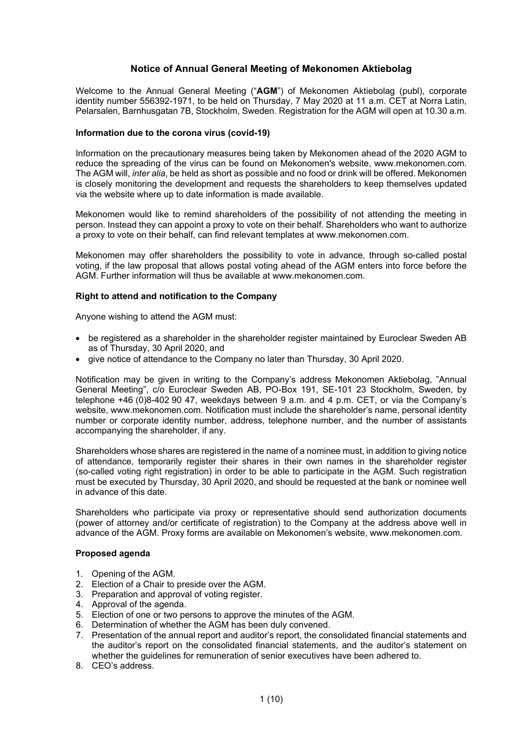# Notice of Annual General Meeting of Mekonomen Aktiebolag

Welcome to the Annual General Meeting ("**AGM**") of Mekonomen Aktiebolag (publ), corporate identity number 556392-1971, to be held on Thursday, 7 May 2020 at 11 a.m. CET at Norra Latin, Pelarsalen, Barnhusgatan 7B, Stockholm, Sweden. Registration for the AGM will open at 10.30 a.m.

### Information due to the corona virus (covid-19)

Information on the precautionary measures being taken by Mekonomen ahead of the 2020 AGM to reduce the spreading of the virus can be found on Mekonomen's website, www.mekonomen.com. The AGM will, *inter alia*, be held as short as possible and no food or drink will be offered. Mekonomen is closely monitoring the development and requests the shareholders to keep themselves updated via the website where up to date information is made available.

Mekonomen would like to remind shareholders of the possibility of not attending the meeting in person. Instead they can appoint a proxy to vote on their behalf. Shareholders who want to authorize a proxy to vote on their behalf, can find relevant templates at www.mekonomen.com.

Mekonomen may offer shareholders the possibility to vote in advance, through so-called postal voting, if the law proposal that allows postal voting ahead of the AGM enters into force before the AGM. Further information will thus be available at www.mekonomen.com.

### Right to attend and notification to the Company

Anyone wishing to attend the AGM must:

- be registered as a shareholder in the shareholder register maintained by Euroclear Sweden AB as of Thursday, 30 April 2020, and
- give notice of attendance to the Company no later than Thursday, 30 April 2020.

Notification may be given in writing to the Company's address Mekonomen Aktiebolag, "Annual General Meeting", c/o Euroclear Sweden AB, PO-Box 191, SE-101 23 Stockholm, Sweden, by telephone +46 (0)8-402 90 47, weekdays between 9 a.m. and 4 p.m. CET, or via the Company's website, www.mekonomen.com. Notification must include the shareholder's name, personal identity number or corporate identity number, address, telephone number, and the number of assistants accompanying the shareholder, if any.

Shareholders whose shares are registered in the name of a nominee must, in addition to giving notice of attendance, temporarily register their shares in their own names in the shareholder register (so-called voting right registration) in order to be able to participate in the AGM. Such registration must be executed by Thursday, 30 April 2020, and should be requested at the bank or nominee well in advance of this date.

Shareholders who participate via proxy or representative should send authorization documents (power of attorney and/or certificate of registration) to the Company at the address above well in advance of the AGM. Proxy forms are available on Mekonomen's website, www.mekonomen.com.

### Proposed agenda

1. Opening of the AGM.
2. Election of a Chair to preside over the AGM.
3. Preparation and approval of voting register.
4. Approval of the agenda.
5. Election of one or two persons to approve the minutes of the AGM.
6. Determination of whether the AGM has been duly convened.
7. Presentation of the annual report and auditor's report, the consolidated financial statements and the auditor's report on the consolidated financial statements, and the auditor's statement on whether the guidelines for remuneration of senior executives have been adhered to.
8. CEO's address.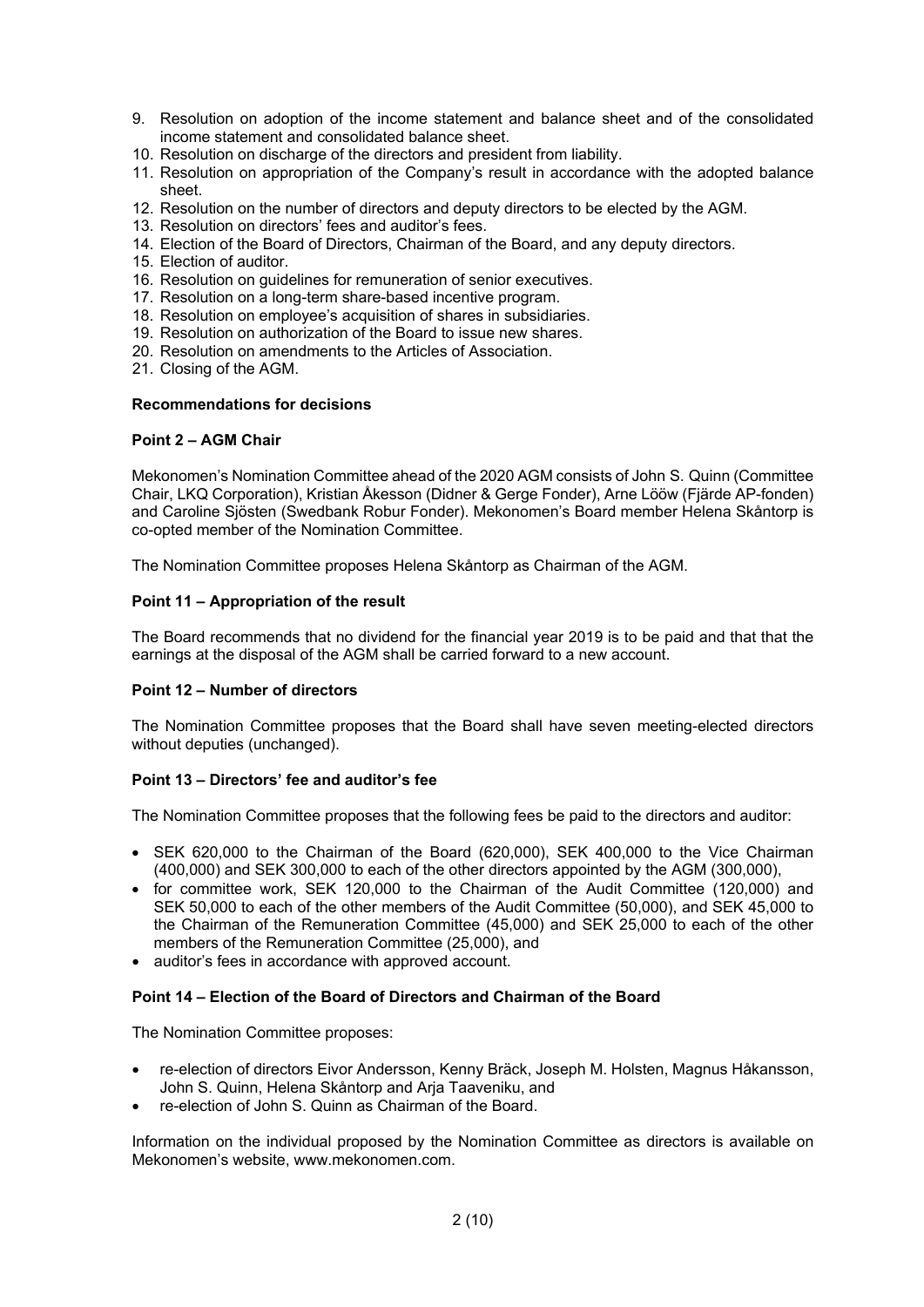9. Resolution on adoption of the income statement and balance sheet and of the consolidated income statement and consolidated balance sheet.
10. Resolution on discharge of the directors and president from liability.
11. Resolution on appropriation of the Company's result in accordance with the adopted balance sheet.
12. Resolution on the number of directors and deputy directors to be elected by the AGM.
13. Resolution on directors' fees and auditor's fees.
14. Election of the Board of Directors, Chairman of the Board, and any deputy directors.
15. Election of auditor.
16. Resolution on guidelines for remuneration of senior executives.
17. Resolution on a long-term share-based incentive program.
18. Resolution on employee's acquisition of shares in subsidiaries.
19. Resolution on authorization of the Board to issue new shares.
20. Resolution on amendments to the Articles of Association.
21. Closing of the AGM.

**Recommendations for decisions**

**Point 2 – AGM Chair**

Mekonomen's Nomination Committee ahead of the 2020 AGM consists of John S. Quinn (Committee Chair, LKQ Corporation), Kristian Åkesson (Didner & Gerge Fonder), Arne Lööw (Fjärde AP-fonden) and Caroline Sjösten (Swedbank Robur Fonder). Mekonomen's Board member Helena Skåntorp is co-opted member of the Nomination Committee.

The Nomination Committee proposes Helena Skåntorp as Chairman of the AGM.

**Point 11 – Appropriation of the result**

The Board recommends that no dividend for the financial year 2019 is to be paid and that that the earnings at the disposal of the AGM shall be carried forward to a new account.

**Point 12 – Number of directors**

The Nomination Committee proposes that the Board shall have seven meeting-elected directors without deputies (unchanged).

**Point 13 – Directors' fee and auditor's fee**

The Nomination Committee proposes that the following fees be paid to the directors and auditor:

- SEK 620,000 to the Chairman of the Board (620,000), SEK 400,000 to the Vice Chairman (400,000) and SEK 300,000 to each of the other directors appointed by the AGM (300,000),
- for committee work, SEK 120,000 to the Chairman of the Audit Committee (120,000) and SEK 50,000 to each of the other members of the Audit Committee (50,000), and SEK 45,000 to the Chairman of the Remuneration Committee (45,000) and SEK 25,000 to each of the other members of the Remuneration Committee (25,000), and
- auditor's fees in accordance with approved account.

**Point 14 – Election of the Board of Directors and Chairman of the Board**

The Nomination Committee proposes:

- re-election of directors Eivor Andersson, Kenny Bräck, Joseph M. Holsten, Magnus Håkansson, John S. Quinn, Helena Skåntorp and Arja Taaveniku, and
- re-election of John S. Quinn as Chairman of the Board.

Information on the individual proposed by the Nomination Committee as directors is available on Mekonomen's website, www.mekonomen.com.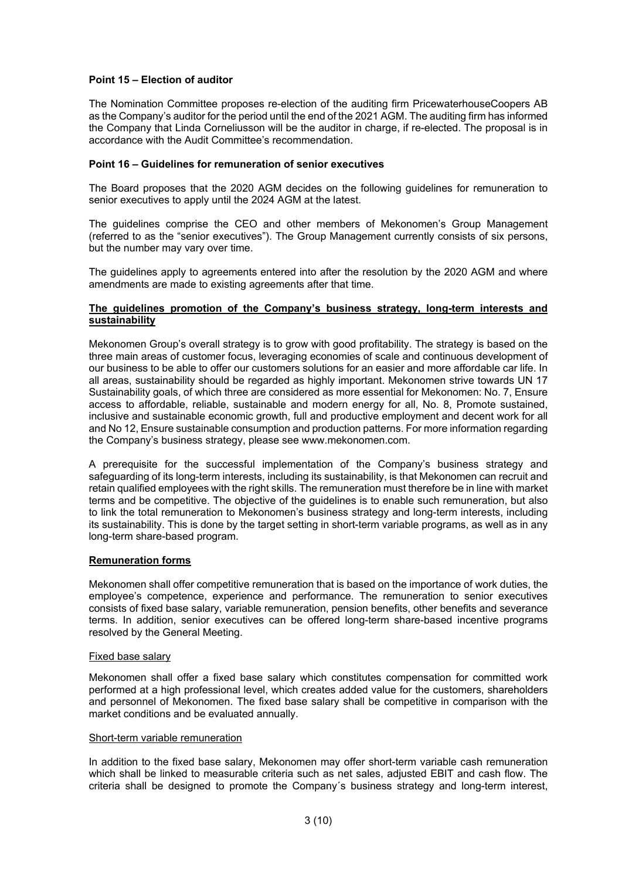**Point 15 – Election of auditor**

The Nomination Committee proposes re-election of the auditing firm PricewaterhouseCoopers AB as the Company's auditor for the period until the end of the 2021 AGM. The auditing firm has informed the Company that Linda Corneliusson will be the auditor in charge, if re-elected. The proposal is in accordance with the Audit Committee's recommendation.

**Point 16 – Guidelines for remuneration of senior executives**

The Board proposes that the 2020 AGM decides on the following guidelines for remuneration to senior executives to apply until the 2024 AGM at the latest.

The guidelines comprise the CEO and other members of Mekonomen's Group Management (referred to as the "senior executives"). The Group Management currently consists of six persons, but the number may vary over time.

The guidelines apply to agreements entered into after the resolution by the 2020 AGM and where amendments are made to existing agreements after that time.

**The guidelines promotion of the Company's business strategy, long-term interests and sustainability**

Mekonomen Group's overall strategy is to grow with good profitability. The strategy is based on the three main areas of customer focus, leveraging economies of scale and continuous development of our business to be able to offer our customers solutions for an easier and more affordable car life. In all areas, sustainability should be regarded as highly important. Mekonomen strive towards UN 17 Sustainability goals, of which three are considered as more essential for Mekonomen: No. 7, Ensure access to affordable, reliable, sustainable and modern energy for all, No. 8, Promote sustained, inclusive and sustainable economic growth, full and productive employment and decent work for all and No 12, Ensure sustainable consumption and production patterns. For more information regarding the Company's business strategy, please see www.mekonomen.com.

A prerequisite for the successful implementation of the Company's business strategy and safeguarding of its long-term interests, including its sustainability, is that Mekonomen can recruit and retain qualified employees with the right skills. The remuneration must therefore be in line with market terms and be competitive. The objective of the guidelines is to enable such remuneration, but also to link the total remuneration to Mekonomen's business strategy and long-term interests, including its sustainability. This is done by the target setting in short-term variable programs, as well as in any long-term share-based program.

**Remuneration forms**

Mekonomen shall offer competitive remuneration that is based on the importance of work duties, the employee's competence, experience and performance. The remuneration to senior executives consists of fixed base salary, variable remuneration, pension benefits, other benefits and severance terms. In addition, senior executives can be offered long-term share-based incentive programs resolved by the General Meeting.

Fixed base salary

Mekonomen shall offer a fixed base salary which constitutes compensation for committed work performed at a high professional level, which creates added value for the customers, shareholders and personnel of Mekonomen. The fixed base salary shall be competitive in comparison with the market conditions and be evaluated annually.

Short-term variable remuneration

In addition to the fixed base salary, Mekonomen may offer short-term variable cash remuneration which shall be linked to measurable criteria such as net sales, adjusted EBIT and cash flow. The criteria shall be designed to promote the Company´s business strategy and long-term interest,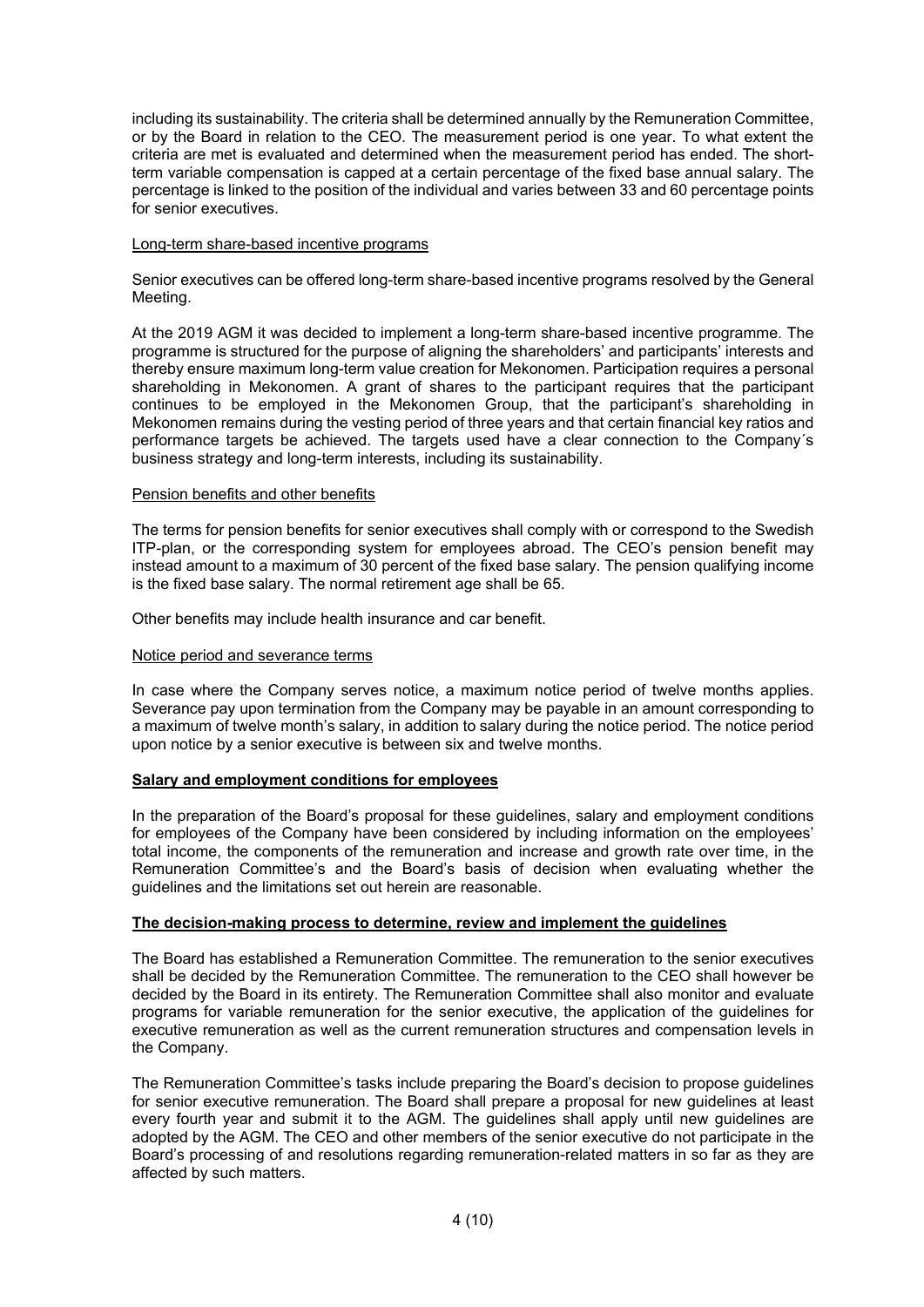including its sustainability. The criteria shall be determined annually by the Remuneration Committee, or by the Board in relation to the CEO. The measurement period is one year. To what extent the criteria are met is evaluated and determined when the measurement period has ended. The short-term variable compensation is capped at a certain percentage of the fixed base annual salary. The percentage is linked to the position of the individual and varies between 33 and 60 percentage points for senior executives.

Long-term share-based incentive programs

Senior executives can be offered long-term share-based incentive programs resolved by the General Meeting.

At the 2019 AGM it was decided to implement a long-term share-based incentive programme. The programme is structured for the purpose of aligning the shareholders' and participants' interests and thereby ensure maximum long-term value creation for Mekonomen. Participation requires a personal shareholding in Mekonomen. A grant of shares to the participant requires that the participant continues to be employed in the Mekonomen Group, that the participant's shareholding in Mekonomen remains during the vesting period of three years and that certain financial key ratios and performance targets be achieved. The targets used have a clear connection to the Company´s business strategy and long-term interests, including its sustainability.

Pension benefits and other benefits

The terms for pension benefits for senior executives shall comply with or correspond to the Swedish ITP-plan, or the corresponding system for employees abroad. The CEO's pension benefit may instead amount to a maximum of 30 percent of the fixed base salary. The pension qualifying income is the fixed base salary. The normal retirement age shall be 65.

Other benefits may include health insurance and car benefit.

Notice period and severance terms

In case where the Company serves notice, a maximum notice period of twelve months applies. Severance pay upon termination from the Company may be payable in an amount corresponding to a maximum of twelve month's salary, in addition to salary during the notice period. The notice period upon notice by a senior executive is between six and twelve months.

**Salary and employment conditions for employees**

In the preparation of the Board's proposal for these guidelines, salary and employment conditions for employees of the Company have been considered by including information on the employees' total income, the components of the remuneration and increase and growth rate over time, in the Remuneration Committee's and the Board's basis of decision when evaluating whether the guidelines and the limitations set out herein are reasonable.

**The decision-making process to determine, review and implement the guidelines**

The Board has established a Remuneration Committee. The remuneration to the senior executives shall be decided by the Remuneration Committee. The remuneration to the CEO shall however be decided by the Board in its entirety. The Remuneration Committee shall also monitor and evaluate programs for variable remuneration for the senior executive, the application of the guidelines for executive remuneration as well as the current remuneration structures and compensation levels in the Company.

The Remuneration Committee's tasks include preparing the Board's decision to propose guidelines for senior executive remuneration. The Board shall prepare a proposal for new guidelines at least every fourth year and submit it to the AGM. The guidelines shall apply until new guidelines are adopted by the AGM. The CEO and other members of the senior executive do not participate in the Board's processing of and resolutions regarding remuneration-related matters in so far as they are affected by such matters.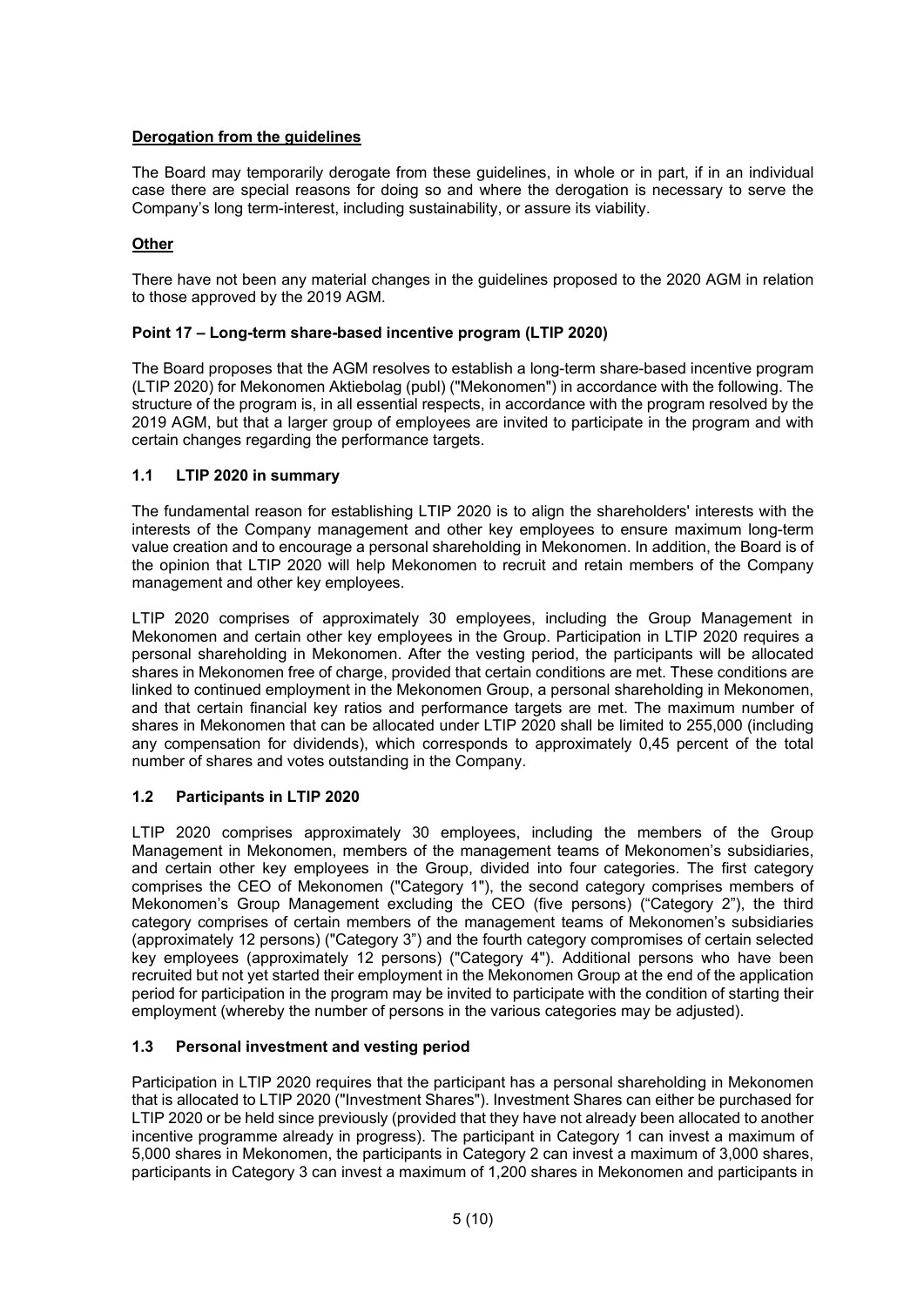**Derogation from the guidelines**

The Board may temporarily derogate from these guidelines, in whole or in part, if in an individual case there are special reasons for doing so and where the derogation is necessary to serve the Company's long term-interest, including sustainability, or assure its viability.

**Other**

There have not been any material changes in the guidelines proposed to the 2020 AGM in relation to those approved by the 2019 AGM.

## Point 17 – Long-term share-based incentive program (LTIP 2020)

The Board proposes that the AGM resolves to establish a long-term share-based incentive program (LTIP 2020) for Mekonomen Aktiebolag (publ) ("Mekonomen") in accordance with the following. The structure of the program is, in all essential respects, in accordance with the program resolved by the 2019 AGM, but that a larger group of employees are invited to participate in the program and with certain changes regarding the performance targets.

### 1.1 LTIP 2020 in summary

The fundamental reason for establishing LTIP 2020 is to align the shareholders' interests with the interests of the Company management and other key employees to ensure maximum long-term value creation and to encourage a personal shareholding in Mekonomen. In addition, the Board is of the opinion that LTIP 2020 will help Mekonomen to recruit and retain members of the Company management and other key employees.

LTIP 2020 comprises of approximately 30 employees, including the Group Management in Mekonomen and certain other key employees in the Group. Participation in LTIP 2020 requires a personal shareholding in Mekonomen. After the vesting period, the participants will be allocated shares in Mekonomen free of charge, provided that certain conditions are met. These conditions are linked to continued employment in the Mekonomen Group, a personal shareholding in Mekonomen, and that certain financial key ratios and performance targets are met. The maximum number of shares in Mekonomen that can be allocated under LTIP 2020 shall be limited to 255,000 (including any compensation for dividends), which corresponds to approximately 0,45 percent of the total number of shares and votes outstanding in the Company.

### 1.2 Participants in LTIP 2020

LTIP 2020 comprises approximately 30 employees, including the members of the Group Management in Mekonomen, members of the management teams of Mekonomen's subsidiaries, and certain other key employees in the Group, divided into four categories. The first category comprises the CEO of Mekonomen ("Category 1"), the second category comprises members of Mekonomen's Group Management excluding the CEO (five persons) ("Category 2"), the third category comprises of certain members of the management teams of Mekonomen's subsidiaries (approximately 12 persons) ("Category 3") and the fourth category compromises of certain selected key employees (approximately 12 persons) ("Category 4"). Additional persons who have been recruited but not yet started their employment in the Mekonomen Group at the end of the application period for participation in the program may be invited to participate with the condition of starting their employment (whereby the number of persons in the various categories may be adjusted).

### 1.3 Personal investment and vesting period

Participation in LTIP 2020 requires that the participant has a personal shareholding in Mekonomen that is allocated to LTIP 2020 ("Investment Shares"). Investment Shares can either be purchased for LTIP 2020 or be held since previously (provided that they have not already been allocated to another incentive programme already in progress). The participant in Category 1 can invest a maximum of 5,000 shares in Mekonomen, the participants in Category 2 can invest a maximum of 3,000 shares, participants in Category 3 can invest a maximum of 1,200 shares in Mekonomen and participants in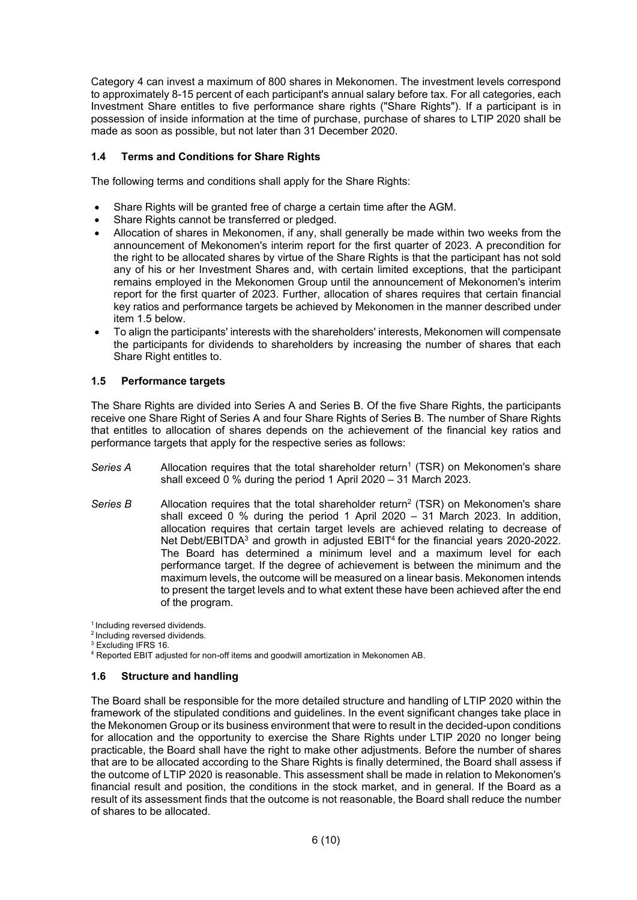Category 4 can invest a maximum of 800 shares in Mekonomen. The investment levels correspond to approximately 8-15 percent of each participant's annual salary before tax. For all categories, each Investment Share entitles to five performance share rights ("Share Rights"). If a participant is in possession of inside information at the time of purchase, purchase of shares to LTIP 2020 shall be made as soon as possible, but not later than 31 December 2020.

### 1.4 Terms and Conditions for Share Rights

The following terms and conditions shall apply for the Share Rights:

- Share Rights will be granted free of charge a certain time after the AGM.
- Share Rights cannot be transferred or pledged.
- Allocation of shares in Mekonomen, if any, shall generally be made within two weeks from the announcement of Mekonomen's interim report for the first quarter of 2023. A precondition for the right to be allocated shares by virtue of the Share Rights is that the participant has not sold any of his or her Investment Shares and, with certain limited exceptions, that the participant remains employed in the Mekonomen Group until the announcement of Mekonomen's interim report for the first quarter of 2023. Further, allocation of shares requires that certain financial key ratios and performance targets be achieved by Mekonomen in the manner described under item 1.5 below.
- To align the participants' interests with the shareholders' interests, Mekonomen will compensate the participants for dividends to shareholders by increasing the number of shares that each Share Right entitles to.

### 1.5 Performance targets

The Share Rights are divided into Series A and Series B. Of the five Share Rights, the participants receive one Share Right of Series A and four Share Rights of Series B. The number of Share Rights that entitles to allocation of shares depends on the achievement of the financial key ratios and performance targets that apply for the respective series as follows:

*Series A* Allocation requires that the total shareholder return[1] (TSR) on Mekonomen's share shall exceed 0 % during the period 1 April 2020 – 31 March 2023.

*Series B* Allocation requires that the total shareholder return[2] (TSR) on Mekonomen's share shall exceed 0 % during the period 1 April 2020 – 31 March 2023. In addition, allocation requires that certain target levels are achieved relating to decrease of Net Debt/EBITDA[3] and growth in adjusted EBIT[4] for the financial years 2020-2022. The Board has determined a minimum level and a maximum level for each performance target. If the degree of achievement is between the minimum and the maximum levels, the outcome will be measured on a linear basis. Mekonomen intends to present the target levels and to what extent these have been achieved after the end of the program.

[1] Including reversed dividends.
[2] Including reversed dividends.
[3] Excluding IFRS 16.
[4] Reported EBIT adjusted for non-off items and goodwill amortization in Mekonomen AB.

### 1.6 Structure and handling

The Board shall be responsible for the more detailed structure and handling of LTIP 2020 within the framework of the stipulated conditions and guidelines. In the event significant changes take place in the Mekonomen Group or its business environment that were to result in the decided-upon conditions for allocation and the opportunity to exercise the Share Rights under LTIP 2020 no longer being practicable, the Board shall have the right to make other adjustments. Before the number of shares that are to be allocated according to the Share Rights is finally determined, the Board shall assess if the outcome of LTIP 2020 is reasonable. This assessment shall be made in relation to Mekonomen's financial result and position, the conditions in the stock market, and in general. If the Board as a result of its assessment finds that the outcome is not reasonable, the Board shall reduce the number of shares to be allocated.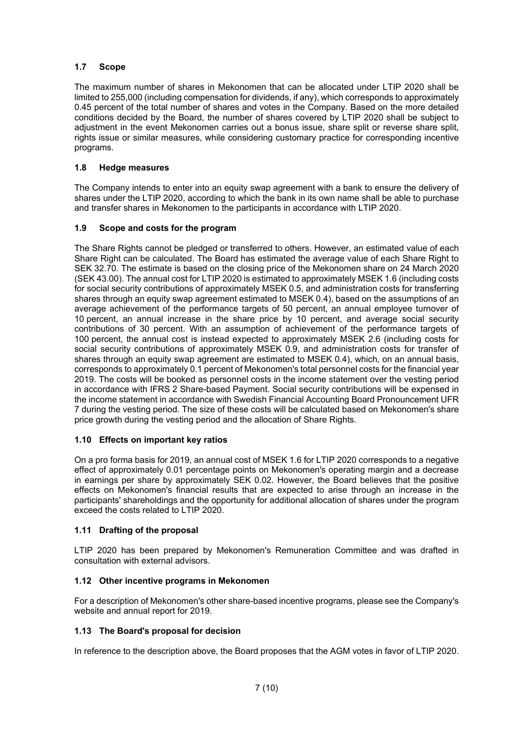### 1.7 Scope

The maximum number of shares in Mekonomen that can be allocated under LTIP 2020 shall be limited to 255,000 (including compensation for dividends, if any), which corresponds to approximately 0.45 percent of the total number of shares and votes in the Company. Based on the more detailed conditions decided by the Board, the number of shares covered by LTIP 2020 shall be subject to adjustment in the event Mekonomen carries out a bonus issue, share split or reverse share split, rights issue or similar measures, while considering customary practice for corresponding incentive programs.

### 1.8 Hedge measures

The Company intends to enter into an equity swap agreement with a bank to ensure the delivery of shares under the LTIP 2020, according to which the bank in its own name shall be able to purchase and transfer shares in Mekonomen to the participants in accordance with LTIP 2020.

### 1.9 Scope and costs for the program

The Share Rights cannot be pledged or transferred to others. However, an estimated value of each Share Right can be calculated. The Board has estimated the average value of each Share Right to SEK 32.70. The estimate is based on the closing price of the Mekonomen share on 24 March 2020 (SEK 43.00). The annual cost for LTIP 2020 is estimated to approximately MSEK 1.6 (including costs for social security contributions of approximately MSEK 0.5, and administration costs for transferring shares through an equity swap agreement estimated to MSEK 0.4), based on the assumptions of an average achievement of the performance targets of 50 percent, an annual employee turnover of 10 percent, an annual increase in the share price by 10 percent, and average social security contributions of 30 percent. With an assumption of achievement of the performance targets of 100 percent, the annual cost is instead expected to approximately MSEK 2.6 (including costs for social security contributions of approximately MSEK 0.9, and administration costs for transfer of shares through an equity swap agreement are estimated to MSEK 0.4), which, on an annual basis, corresponds to approximately 0.1 percent of Mekonomen's total personnel costs for the financial year 2019. The costs will be booked as personnel costs in the income statement over the vesting period in accordance with IFRS 2 Share-based Payment. Social security contributions will be expensed in the income statement in accordance with Swedish Financial Accounting Board Pronouncement UFR 7 during the vesting period. The size of these costs will be calculated based on Mekonomen's share price growth during the vesting period and the allocation of Share Rights.

### 1.10 Effects on important key ratios

On a pro forma basis for 2019, an annual cost of MSEK 1.6 for LTIP 2020 corresponds to a negative effect of approximately 0.01 percentage points on Mekonomen's operating margin and a decrease in earnings per share by approximately SEK 0.02. However, the Board believes that the positive effects on Mekonomen's financial results that are expected to arise through an increase in the participants' shareholdings and the opportunity for additional allocation of shares under the program exceed the costs related to LTIP 2020.

### 1.11 Drafting of the proposal

LTIP 2020 has been prepared by Mekonomen's Remuneration Committee and was drafted in consultation with external advisors.

### 1.12 Other incentive programs in Mekonomen

For a description of Mekonomen's other share-based incentive programs, please see the Company's website and annual report for 2019.

### 1.13 The Board's proposal for decision

In reference to the description above, the Board proposes that the AGM votes in favor of LTIP 2020.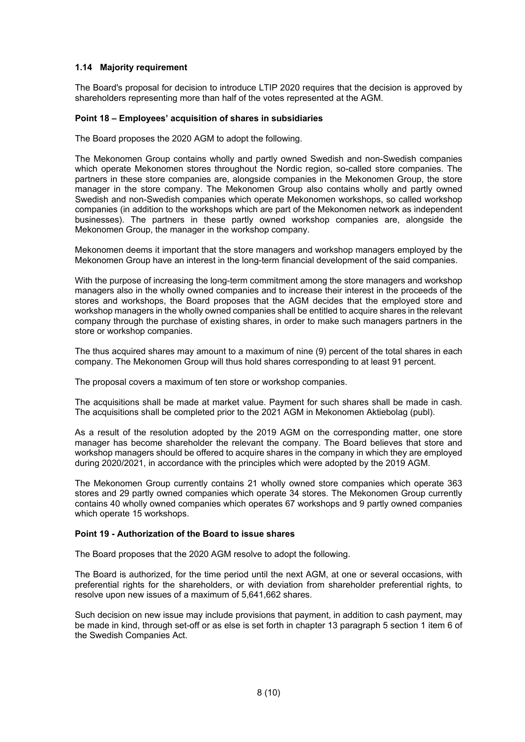### 1.14 Majority requirement

The Board's proposal for decision to introduce LTIP 2020 requires that the decision is approved by shareholders representing more than half of the votes represented at the AGM.

### Point 18 – Employees' acquisition of shares in subsidiaries

The Board proposes the 2020 AGM to adopt the following.

The Mekonomen Group contains wholly and partly owned Swedish and non-Swedish companies which operate Mekonomen stores throughout the Nordic region, so-called store companies. The partners in these store companies are, alongside companies in the Mekonomen Group, the store manager in the store company. The Mekonomen Group also contains wholly and partly owned Swedish and non-Swedish companies which operate Mekonomen workshops, so called workshop companies (in addition to the workshops which are part of the Mekonomen network as independent businesses). The partners in these partly owned workshop companies are, alongside the Mekonomen Group, the manager in the workshop company.

Mekonomen deems it important that the store managers and workshop managers employed by the Mekonomen Group have an interest in the long-term financial development of the said companies.

With the purpose of increasing the long-term commitment among the store managers and workshop managers also in the wholly owned companies and to increase their interest in the proceeds of the stores and workshops, the Board proposes that the AGM decides that the employed store and workshop managers in the wholly owned companies shall be entitled to acquire shares in the relevant company through the purchase of existing shares, in order to make such managers partners in the store or workshop companies.

The thus acquired shares may amount to a maximum of nine (9) percent of the total shares in each company. The Mekonomen Group will thus hold shares corresponding to at least 91 percent.

The proposal covers a maximum of ten store or workshop companies.

The acquisitions shall be made at market value. Payment for such shares shall be made in cash. The acquisitions shall be completed prior to the 2021 AGM in Mekonomen Aktiebolag (publ).

As a result of the resolution adopted by the 2019 AGM on the corresponding matter, one store manager has become shareholder the relevant the company. The Board believes that store and workshop managers should be offered to acquire shares in the company in which they are employed during 2020/2021, in accordance with the principles which were adopted by the 2019 AGM.

The Mekonomen Group currently contains 21 wholly owned store companies which operate 363 stores and 29 partly owned companies which operate 34 stores. The Mekonomen Group currently contains 40 wholly owned companies which operates 67 workshops and 9 partly owned companies which operate 15 workshops.

### Point 19 - Authorization of the Board to issue shares

The Board proposes that the 2020 AGM resolve to adopt the following.

The Board is authorized, for the time period until the next AGM, at one or several occasions, with preferential rights for the shareholders, or with deviation from shareholder preferential rights, to resolve upon new issues of a maximum of 5,641,662 shares.

Such decision on new issue may include provisions that payment, in addition to cash payment, may be made in kind, through set-off or as else is set forth in chapter 13 paragraph 5 section 1 item 6 of the Swedish Companies Act.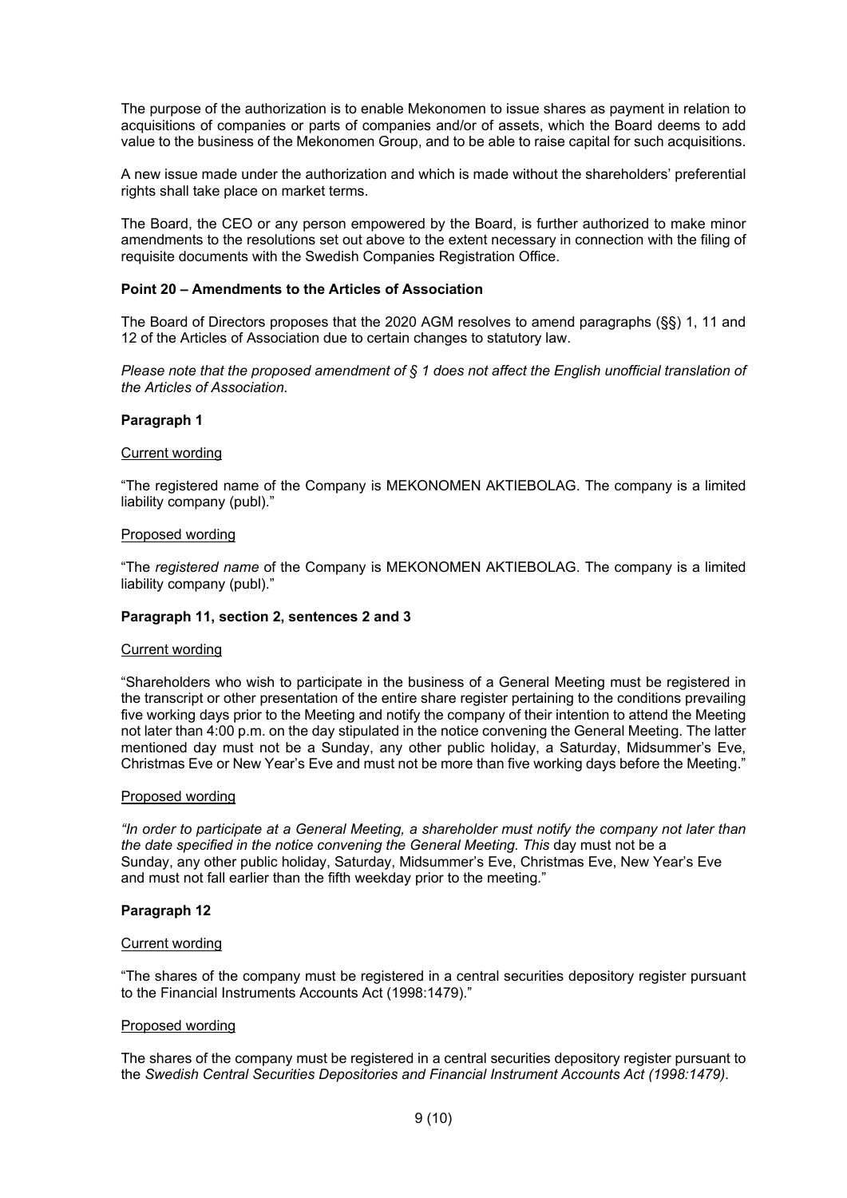The purpose of the authorization is to enable Mekonomen to issue shares as payment in relation to acquisitions of companies or parts of companies and/or of assets, which the Board deems to add value to the business of the Mekonomen Group, and to be able to raise capital for such acquisitions.

A new issue made under the authorization and which is made without the shareholders' preferential rights shall take place on market terms.

The Board, the CEO or any person empowered by the Board, is further authorized to make minor amendments to the resolutions set out above to the extent necessary in connection with the filing of requisite documents with the Swedish Companies Registration Office.

**Point 20 – Amendments to the Articles of Association**

The Board of Directors proposes that the 2020 AGM resolves to amend paragraphs (§§) 1, 11 and 12 of the Articles of Association due to certain changes to statutory law.

*Please note that the proposed amendment of § 1 does not affect the English unofficial translation of the Articles of Association.*

**Paragraph 1**

Current wording

"The registered name of the Company is MEKONOMEN AKTIEBOLAG. The company is a limited liability company (publ)."

Proposed wording

"The *registered name* of the Company is MEKONOMEN AKTIEBOLAG. The company is a limited liability company (publ)."

**Paragraph 11, section 2, sentences 2 and 3**

Current wording

"Shareholders who wish to participate in the business of a General Meeting must be registered in the transcript or other presentation of the entire share register pertaining to the conditions prevailing five working days prior to the Meeting and notify the company of their intention to attend the Meeting not later than 4:00 p.m. on the day stipulated in the notice convening the General Meeting. The latter mentioned day must not be a Sunday, any other public holiday, a Saturday, Midsummer's Eve, Christmas Eve or New Year's Eve and must not be more than five working days before the Meeting."

Proposed wording

*"In order to participate at a General Meeting, a shareholder must notify the company not later than the date specified in the notice convening the General Meeting. This* day must not be a Sunday, any other public holiday, Saturday, Midsummer's Eve, Christmas Eve, New Year's Eve and must not fall earlier than the fifth weekday prior to the meeting."

**Paragraph 12**

Current wording

"The shares of the company must be registered in a central securities depository register pursuant to the Financial Instruments Accounts Act (1998:1479)."

Proposed wording

The shares of the company must be registered in a central securities depository register pursuant to the *Swedish Central Securities Depositories and Financial Instrument Accounts Act (1998:1479)*.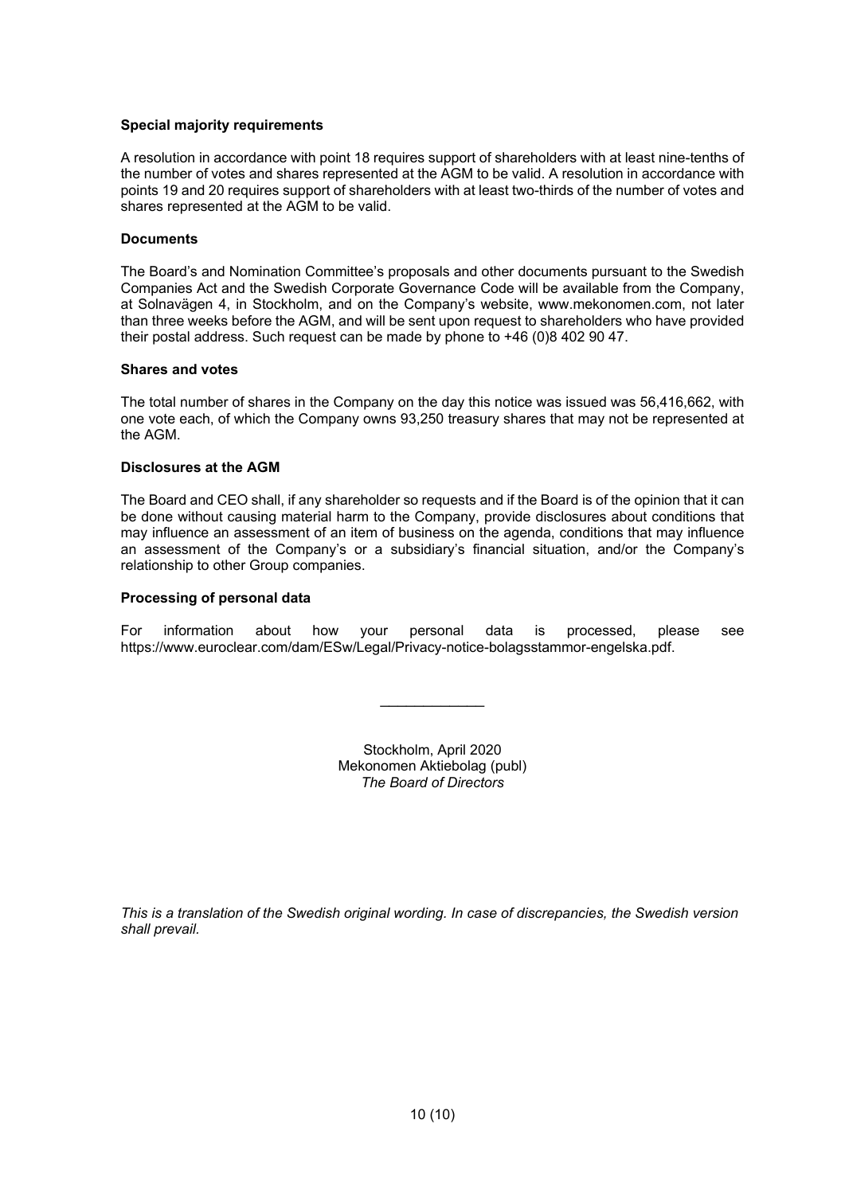**Special majority requirements**

A resolution in accordance with point 18 requires support of shareholders with at least nine-tenths of the number of votes and shares represented at the AGM to be valid. A resolution in accordance with points 19 and 20 requires support of shareholders with at least two-thirds of the number of votes and shares represented at the AGM to be valid.

**Documents**

The Board's and Nomination Committee's proposals and other documents pursuant to the Swedish Companies Act and the Swedish Corporate Governance Code will be available from the Company, at Solnavägen 4, in Stockholm, and on the Company's website, www.mekonomen.com, not later than three weeks before the AGM, and will be sent upon request to shareholders who have provided their postal address. Such request can be made by phone to +46 (0)8 402 90 47.

**Shares and votes**

The total number of shares in the Company on the day this notice was issued was 56,416,662, with one vote each, of which the Company owns 93,250 treasury shares that may not be represented at the AGM.

**Disclosures at the AGM**

The Board and CEO shall, if any shareholder so requests and if the Board is of the opinion that it can be done without causing material harm to the Company, provide disclosures about conditions that may influence an assessment of an item of business on the agenda, conditions that may influence an assessment of the Company's or a subsidiary's financial situation, and/or the Company's relationship to other Group companies.

**Processing of personal data**

For information about how your personal data is processed, please see https://www.euroclear.com/dam/ESw/Legal/Privacy-notice-bolagsstammor-engelska.pdf.

______________

Stockholm, April 2020
Mekonomen Aktiebolag (publ)
*The Board of Directors*

*This is a translation of the Swedish original wording. In case of discrepancies, the Swedish version shall prevail.*